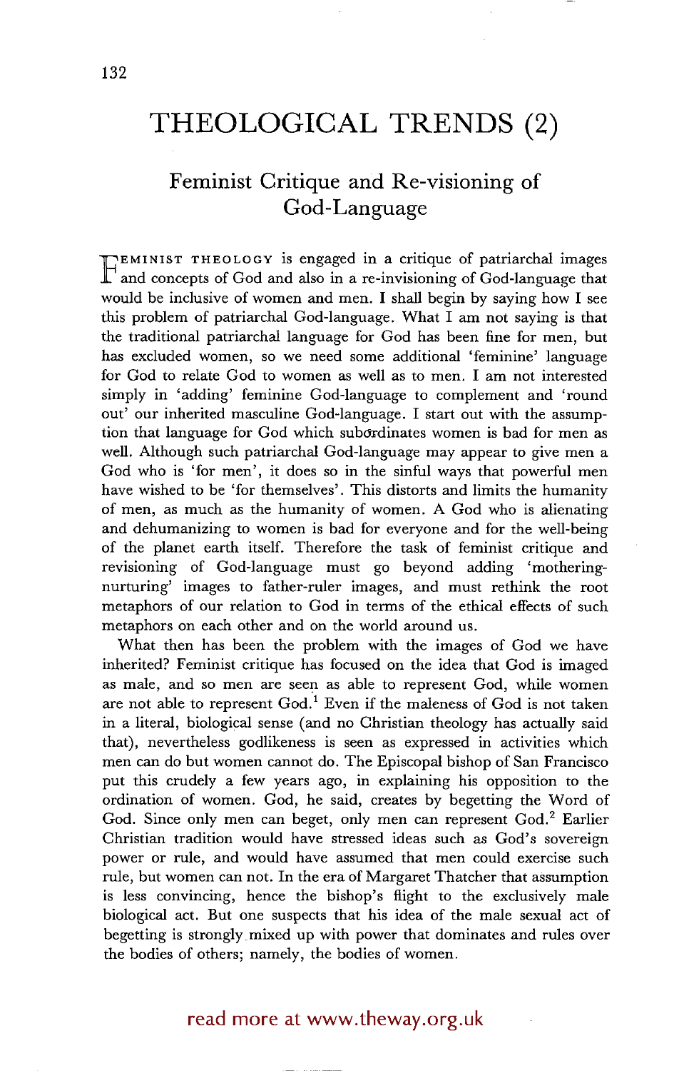# THEOLOGICAL TRENDS (2)

## Feminist Critique and Re-visioning of God-Language

FEMINIST THEOLOGY is engaged in a critique of patriarchal images and concepts of God and also in a re-invisioning of God-language that would be inclusive of women and men. I shall begin by saying how I see this problem of patriarchal God-language. What I am not saying is that the traditional patriarchal language for God has been fine for men, but has excluded women, so we need some additional 'feminine' language for God to relate God to women as well as to men. I am not interested simply in 'adding' feminine God-language to complement and 'round out' our inherited masculine God-language. I start out with the assumption that language for God which subordinates women is bad for men as well. Although such patriarchal God-language may appear to give men a God who is 'for men', it does so in the sinful ways that powerful men have wished to be 'for themselves'. This distorts and limits the humanity of men, as much as the humanity of women. A God who is alienating and dehumanizing to women is bad for everyone and for the well-being of the planet earth itself. Therefore the task of feminist critique and revisioning of God-language must go beyond adding 'mothering-nurturing' images to father-ruler images, and must rethink the root metaphors of our relation to God in terms of the ethical effects of such metaphors on each other and on the world around us.

What then has been the problem with the images of God we have inherited? Feminist critique has focused on the idea that God is imaged as male, and so men are seen as able to represent God, while women are not able to represent God.[1] Even if the maleness of God is not taken in a literal, biological sense (and no Christian theology has actually said that), nevertheless godlikeness is seen as expressed in activities which men can do but women cannot do. The Episcopal bishop of San Francisco put this crudely a few years ago, in explaining his opposition to the ordination of women. God, he said, creates by begetting the Word of God. Since only men can beget, only men can represent God.[2] Earlier Christian tradition would have stressed ideas such as God's sovereign power or rule, and would have assumed that men could exercise such rule, but women can not. In the era of Margaret Thatcher that assumption is less convincing, hence the bishop's flight to the exclusively male biological act. But one suspects that his idea of the male sexual act of begetting is strongly mixed up with power that dominates and rules over the bodies of others; namely, the bodies of women.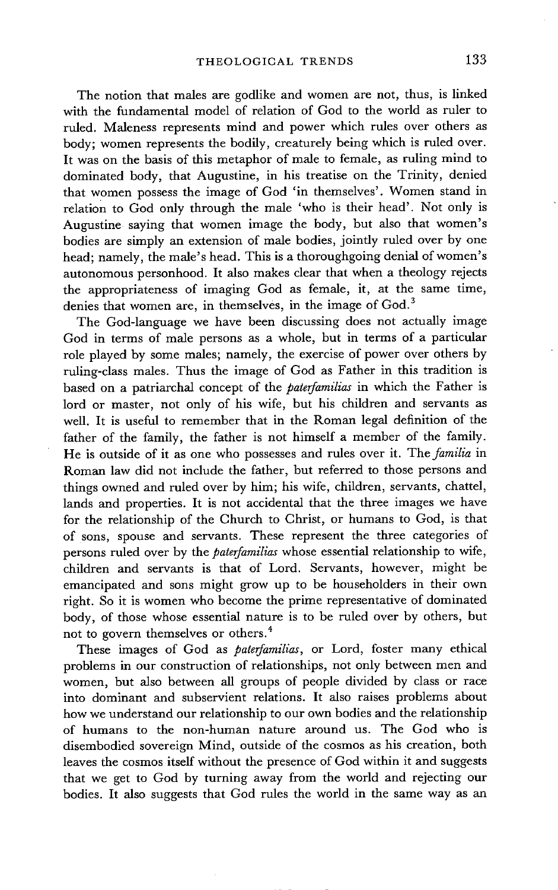The notion that males are godlike and women are not, thus, is linked with the fundamental model of relation of God to the world as ruler to ruled. Maleness represents mind and power which rules over others as body; women represents the bodily, creaturely being which is ruled over. It was on the basis of this metaphor of male to female, as ruling mind to dominated body, that Augustine, in his treatise on the Trinity, denied that women possess the image of God 'in themselves'. Women stand in relation to God only through the male 'who is their head'. Not only is Augustine saying that women image the body, but also that women's bodies are simply an extension of male bodies, jointly ruled over by one head; namely, the male's head. This is a thoroughgoing denial of women's autonomous personhood. It also makes clear that when a theology rejects the appropriateness of imaging God as female, it, at the same time, denies that women are, in themselves, in the image of God.[3]

The God-language we have been discussing does not actually image God in terms of male persons as a whole, but in terms of a particular role played by some males; namely, the exercise of power over others by ruling-class males. Thus the image of God as Father in this tradition is based on a patriarchal concept of the *paterfamilias* in which the Father is lord or master, not only of his wife, but his children and servants as well. It is useful to remember that in the Roman legal definition of the father of the family, the father is not himself a member of the family. He is outside of it as one who possesses and rules over it. The *familia* in Roman law did not include the father, but referred to those persons and things owned and ruled over by him; his wife, children, servants, chattel, lands and properties. It is not accidental that the three images we have for the relationship of the Church to Christ, or humans to God, is that of sons, spouse and servants. These represent the three categories of persons ruled over by the *paterfamilias* whose essential relationship to wife, children and servants is that of Lord. Servants, however, might be emancipated and sons might grow up to be householders in their own right. So it is women who become the prime representative of dominated body, of those whose essential nature is to be ruled over by others, but not to govern themselves or others.[4]

These images of God as *paterfamilias*, or Lord, foster many ethical problems in our construction of relationships, not only between men and women, but also between all groups of people divided by class or race into dominant and subservient relations. It also raises problems about how we understand our relationship to our own bodies and the relationship of humans to the non-human nature around us. The God who is disembodied sovereign Mind, outside of the cosmos as his creation, both leaves the cosmos itself without the presence of God within it and suggests that we get to God by turning away from the world and rejecting our bodies. It also suggests that God rules the world in the same way as an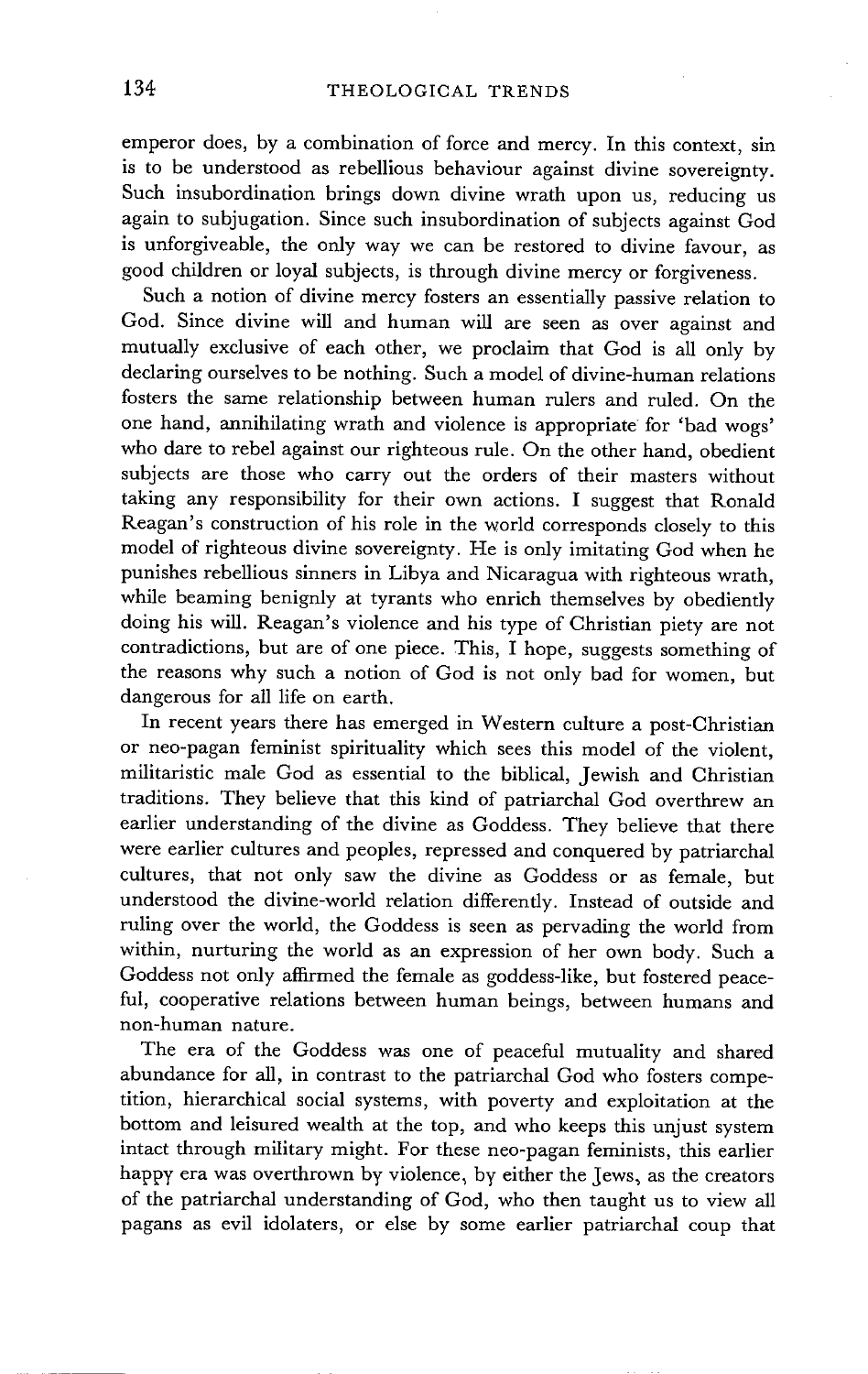emperor does, by a combination of force and mercy. In this context, sin is to be understood as rebellious behaviour against divine sovereignty. Such insubordination brings down divine wrath upon us, reducing us again to subjugation. Since such insubordination of subjects against God is unforgiveable, the only way we can be restored to divine favour, as good children or loyal subjects, is through divine mercy or forgiveness.

Such a notion of divine mercy fosters an essentially passive relation to God. Since divine will and human will are seen as over against and mutually exclusive of each other, we proclaim that God is all only by declaring ourselves to be nothing. Such a model of divine-human relations fosters the same relationship between human rulers and ruled. On the one hand, annihilating wrath and violence is appropriate for 'bad wogs' who dare to rebel against our righteous rule. On the other hand, obedient subjects are those who carry out the orders of their masters without taking any responsibility for their own actions. I suggest that Ronald Reagan's construction of his role in the world corresponds closely to this model of righteous divine sovereignty. He is only imitating God when he punishes rebellious sinners in Libya and Nicaragua with righteous wrath, while beaming benignly at tyrants who enrich themselves by obediently doing his will. Reagan's violence and his type of Christian piety are not contradictions, but are of one piece. This, I hope, suggests something of the reasons why such a notion of God is not only bad for women, but dangerous for all life on earth.

In recent years there has emerged in Western culture a post-Christian or neo-pagan feminist spirituality which sees this model of the violent, militaristic male God as essential to the biblical, Jewish and Christian traditions. They believe that this kind of patriarchal God overthrew an earlier understanding of the divine as Goddess. They believe that there were earlier cultures and peoples, repressed and conquered by patriarchal cultures, that not only saw the divine as Goddess or as female, but understood the divine-world relation differently. Instead of outside and ruling over the world, the Goddess is seen as pervading the world from within, nurturing the world as an expression of her own body. Such a Goddess not only affirmed the female as goddess-like, but fostered peaceful, cooperative relations between human beings, between humans and non-human nature.

The era of the Goddess was one of peaceful mutuality and shared abundance for all, in contrast to the patriarchal God who fosters competition, hierarchical social systems, with poverty and exploitation at the bottom and leisured wealth at the top, and who keeps this unjust system intact through military might. For these neo-pagan feminists, this earlier happy era was overthrown by violence, by either the Jews, as the creators of the patriarchal understanding of God, who then taught us to view all pagans as evil idolaters, or else by some earlier patriarchal coup that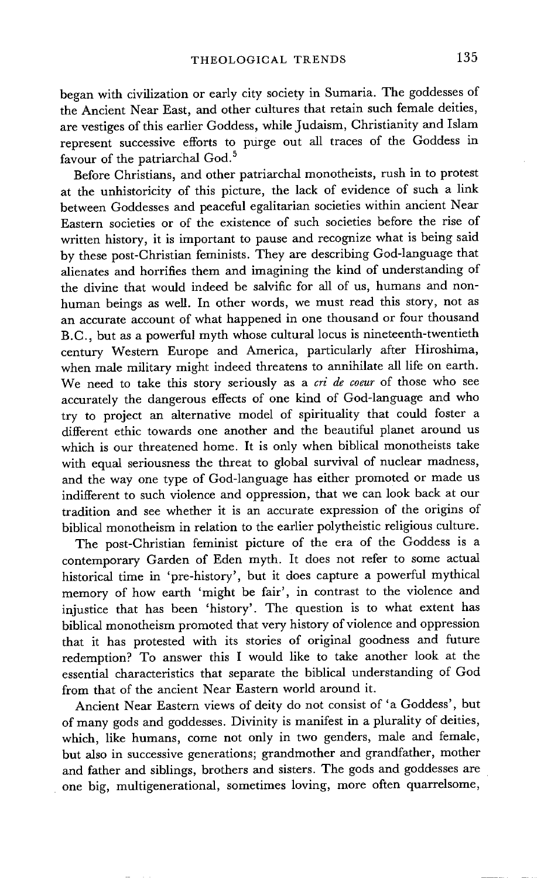began with civilization or early city society in Sumaria. The goddesses of the Ancient Near East, and other cultures that retain such female deities, are vestiges of this earlier Goddess, while Judaism, Christianity and Islam represent successive efforts to purge out all traces of the Goddess in favour of the patriarchal God.[5]

Before Christians, and other patriarchal monotheists, rush in to protest at the unhistoricity of this picture, the lack of evidence of such a link between Goddesses and peaceful egalitarian societies within ancient Near Eastern societies or of the existence of such societies before the rise of written history, it is important to pause and recognize what is being said by these post-Christian feminists. They are describing God-language that alienates and horrifies them and imagining the kind of understanding of the divine that would indeed be salvific for all of us, humans and non-human beings as well. In other words, we must read this story, not as an accurate account of what happened in one thousand or four thousand B.C., but as a powerful myth whose cultural locus is nineteenth-twentieth century Western Europe and America, particularly after Hiroshima, when male military might indeed threatens to annihilate all life on earth. We need to take this story seriously as a *cri de coeur* of those who see accurately the dangerous effects of one kind of God-language and who try to project an alternative model of spirituality that could foster a different ethic towards one another and the beautiful planet around us which is our threatened home. It is only when biblical monotheists take with equal seriousness the threat to global survival of nuclear madness, and the way one type of God-language has either promoted or made us indifferent to such violence and oppression, that we can look back at our tradition and see whether it is an accurate expression of the origins of biblical monotheism in relation to the earlier polytheistic religious culture.

The post-Christian feminist picture of the era of the Goddess is a contemporary Garden of Eden myth. It does not refer to some actual historical time in 'pre-history', but it does capture a powerful mythical memory of how earth 'might be fair', in contrast to the violence and injustice that has been 'history'. The question is to what extent has biblical monotheism promoted that very history of violence and oppression that it has protested with its stories of original goodness and future redemption? To answer this I would like to take another look at the essential characteristics that separate the biblical understanding of God from that of the ancient Near Eastern world around it.

Ancient Near Eastern views of deity do not consist of 'a Goddess', but of many gods and goddesses. Divinity is manifest in a plurality of deities, which, like humans, come not only in two genders, male and female, but also in successive generations; grandmother and grandfather, mother and father and siblings, brothers and sisters. The gods and goddesses are one big, multigenerational, sometimes loving, more often quarrelsome,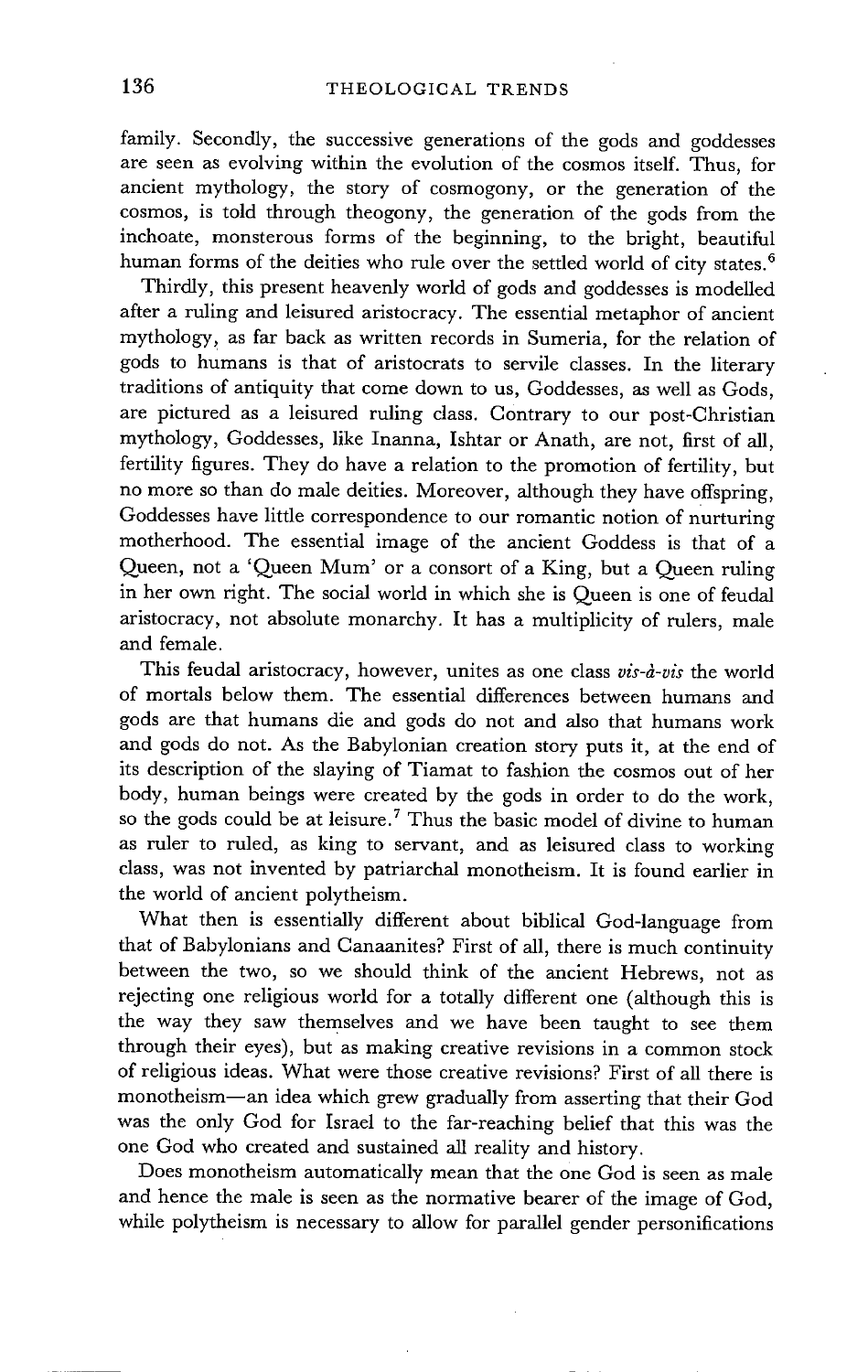family. Secondly, the successive generations of the gods and goddesses are seen as evolving within the evolution of the cosmos itself. Thus, for ancient mythology, the story of cosmogony, or the generation of the cosmos, is told through theogony, the generation of the gods from the inchoate, monsterous forms of the beginning, to the bright, beautiful human forms of the deities who rule over the settled world of city states.[6]

Thirdly, this present heavenly world of gods and goddesses is modelled after a ruling and leisured aristocracy. The essential metaphor of ancient mythology, as far back as written records in Sumeria, for the relation of gods to humans is that of aristocrats to servile classes. In the literary traditions of antiquity that come down to us, Goddesses, as well as Gods, are pictured as a leisured ruling class. Contrary to our post-Christian mythology, Goddesses, like Inanna, Ishtar or Anath, are not, first of all, fertility figures. They do have a relation to the promotion of fertility, but no more so than do male deities. Moreover, although they have offspring, Goddesses have little correspondence to our romantic notion of nurturing motherhood. The essential image of the ancient Goddess is that of a Queen, not a 'Queen Mum' or a consort of a King, but a Queen ruling in her own right. The social world in which she is Queen is one of feudal aristocracy, not absolute monarchy. It has a multiplicity of rulers, male and female.

This feudal aristocracy, however, unites as one class *vis-à-vis* the world of mortals below them. The essential differences between humans and gods are that humans die and gods do not and also that humans work and gods do not. As the Babylonian creation story puts it, at the end of its description of the slaying of Tiamat to fashion the cosmos out of her body, human beings were created by the gods in order to do the work, so the gods could be at leisure.[7] Thus the basic model of divine to human as ruler to ruled, as king to servant, and as leisured class to working class, was not invented by patriarchal monotheism. It is found earlier in the world of ancient polytheism.

What then is essentially different about biblical God-language from that of Babylonians and Canaanites? First of all, there is much continuity between the two, so we should think of the ancient Hebrews, not as rejecting one religious world for a totally different one (although this is the way they saw themselves and we have been taught to see them through their eyes), but as making creative revisions in a common stock of religious ideas. What were those creative revisions? First of all there is monotheism—an idea which grew gradually from asserting that their God was the only God for Israel to the far-reaching belief that this was the one God who created and sustained all reality and history.

Does monotheism automatically mean that the one God is seen as male and hence the male is seen as the normative bearer of the image of God, while polytheism is necessary to allow for parallel gender personifications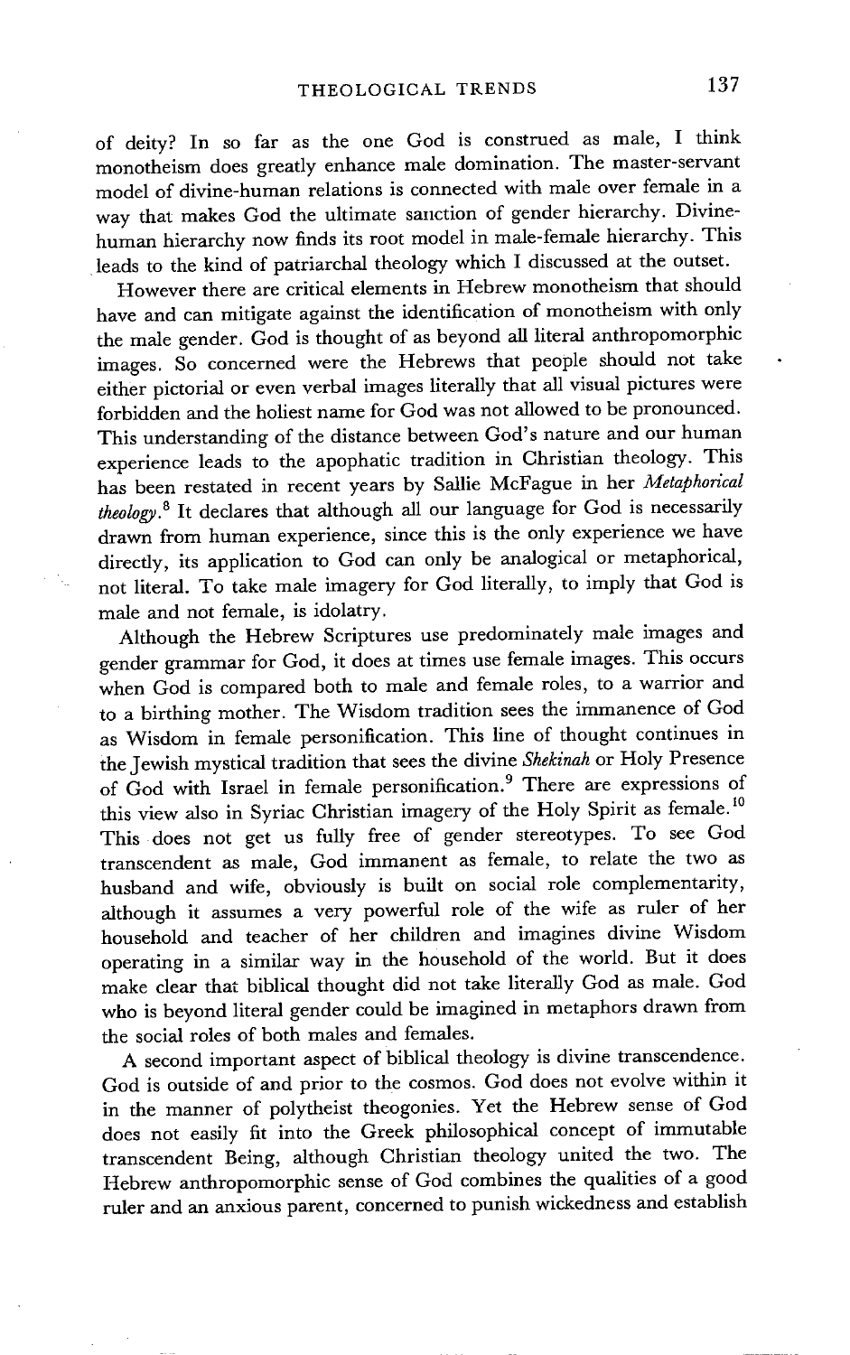of deity? In so far as the one God is construed as male, I think monotheism does greatly enhance male domination. The master-servant model of divine-human relations is connected with male over female in a way that makes God the ultimate sanction of gender hierarchy. Divine-human hierarchy now finds its root model in male-female hierarchy. This leads to the kind of patriarchal theology which I discussed at the outset.

However there are critical elements in Hebrew monotheism that should have and can mitigate against the identification of monotheism with only the male gender. God is thought of as beyond all literal anthropomorphic images. So concerned were the Hebrews that people should not take either pictorial or even verbal images literally that all visual pictures were forbidden and the holiest name for God was not allowed to be pronounced. This understanding of the distance between God's nature and our human experience leads to the apophatic tradition in Christian theology. This has been restated in recent years by Sallie McFague in her *Metaphorical theology*.[8] It declares that although all our language for God is necessarily drawn from human experience, since this is the only experience we have directly, its application to God can only be analogical or metaphorical, not literal. To take male imagery for God literally, to imply that God is male and not female, is idolatry.

Although the Hebrew Scriptures use predominately male images and gender grammar for God, it does at times use female images. This occurs when God is compared both to male and female roles, to a warrior and to a birthing mother. The Wisdom tradition sees the immanence of God as Wisdom in female personification. This line of thought continues in the Jewish mystical tradition that sees the divine *Shekinah* or Holy Presence of God with Israel in female personification.[9] There are expressions of this view also in Syriac Christian imagery of the Holy Spirit as female.[10] This does not get us fully free of gender stereotypes. To see God transcendent as male, God immanent as female, to relate the two as husband and wife, obviously is built on social role complementarity, although it assumes a very powerful role of the wife as ruler of her household and teacher of her children and imagines divine Wisdom operating in a similar way in the household of the world. But it does make clear that biblical thought did not take literally God as male. God who is beyond literal gender could be imagined in metaphors drawn from the social roles of both males and females.

A second important aspect of biblical theology is divine transcendence. God is outside of and prior to the cosmos. God does not evolve within it in the manner of polytheist theogonies. Yet the Hebrew sense of God does not easily fit into the Greek philosophical concept of immutable transcendent Being, although Christian theology united the two. The Hebrew anthropomorphic sense of God combines the qualities of a good ruler and an anxious parent, concerned to punish wickedness and establish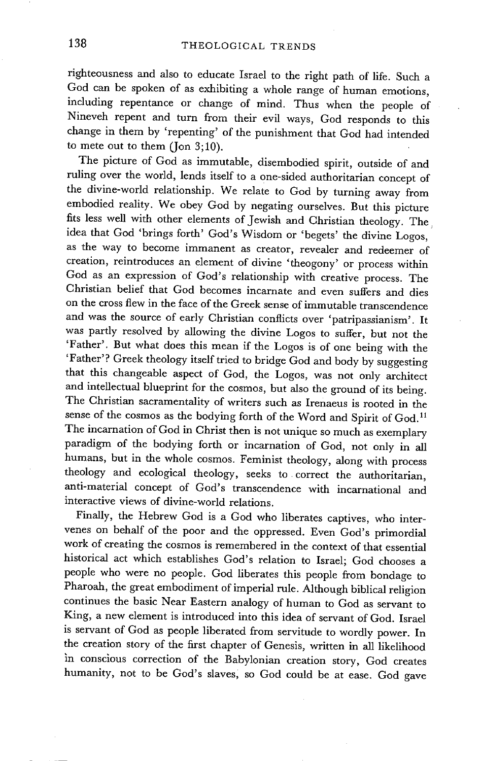righteousness and also to educate Israel to the right path of life. Such a God can be spoken of as exhibiting a whole range of human emotions, including repentance or change of mind. Thus when the people of Nineveh repent and turn from their evil ways, God responds to this change in them by 'repenting' of the punishment that God had intended to mete out to them (Jon 3;10).

The picture of God as immutable, disembodied spirit, outside of and ruling over the world, lends itself to a one-sided authoritarian concept of the divine-world relationship. We relate to God by turning away from embodied reality. We obey God by negating ourselves. But this picture fits less well with other elements of Jewish and Christian theology. The idea that God 'brings forth' God's Wisdom or 'begets' the divine Logos, as the way to become immanent as creator, revealer and redeemer of creation, reintroduces an element of divine 'theogony' or process within God as an expression of God's relationship with creative process. The Christian belief that God becomes incarnate and even suffers and dies on the cross flew in the face of the Greek sense of immutable transcendence and was the source of early Christian conflicts over 'patripassianism'. It was partly resolved by allowing the divine Logos to suffer, but not the 'Father'. But what does this mean if the Logos is of one being with the 'Father'? Greek theology itself tried to bridge God and body by suggesting that this changeable aspect of God, the Logos, was not only architect and intellectual blueprint for the cosmos, but also the ground of its being. The Christian sacramentality of writers such as Irenaeus is rooted in the sense of the cosmos as the bodying forth of the Word and Spirit of God.[11] The incarnation of God in Christ then is not unique so much as exemplary paradigm of the bodying forth or incarnation of God, not only in all humans, but in the whole cosmos. Feminist theology, along with process theology and ecological theology, seeks to correct the authoritarian, anti-material concept of God's transcendence with incarnational and interactive views of divine-world relations.

Finally, the Hebrew God is a God who liberates captives, who intervenes on behalf of the poor and the oppressed. Even God's primordial work of creating the cosmos is remembered in the context of that essential historical act which establishes God's relation to Israel; God chooses a people who were no people. God liberates this people from bondage to Pharoah, the great embodiment of imperial rule. Although biblical religion continues the basic Near Eastern analogy of human to God as servant to King, a new element is introduced into this idea of servant of God. Israel is servant of God as people liberated from servitude to wordly power. In the creation story of the first chapter of Genesis, written in all likelihood in conscious correction of the Babylonian creation story, God creates humanity, not to be God's slaves, so God could be at ease. God gave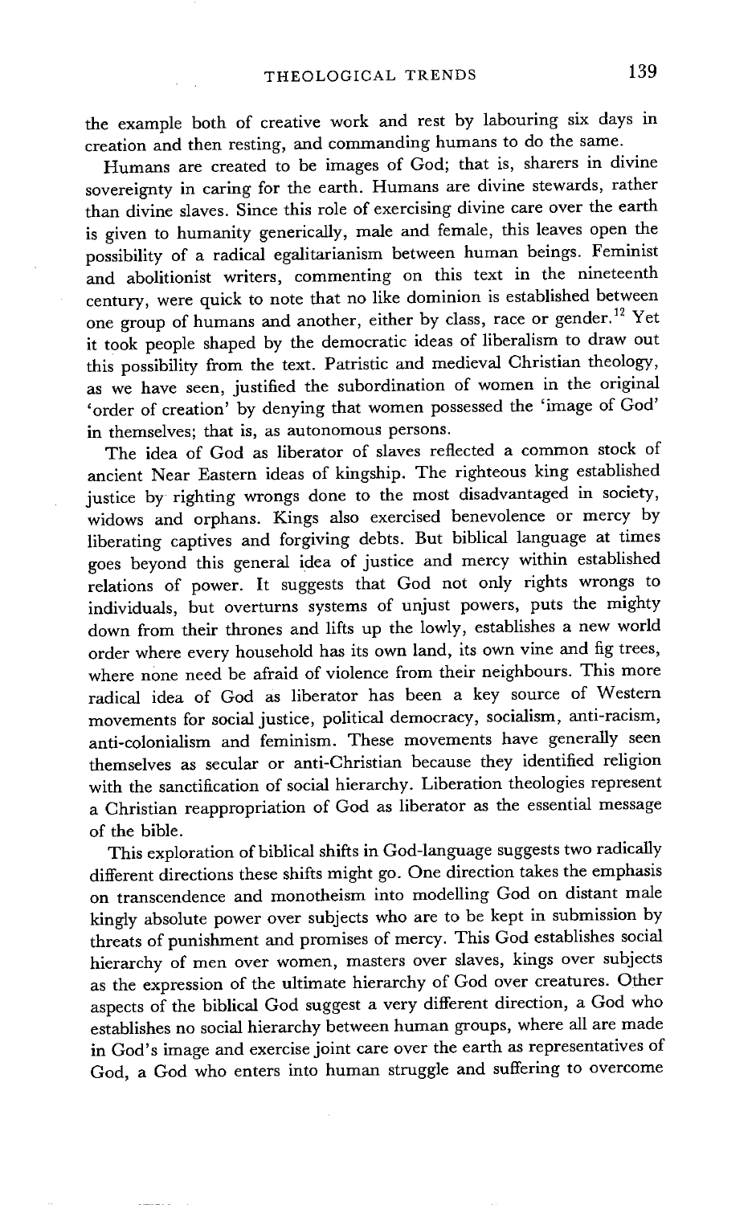the example both of creative work and rest by labouring six days in creation and then resting, and commanding humans to do the same.

Humans are created to be images of God; that is, sharers in divine sovereignty in caring for the earth. Humans are divine stewards, rather than divine slaves. Since this role of exercising divine care over the earth is given to humanity generically, male and female, this leaves open the possibility of a radical egalitarianism between human beings. Feminist and abolitionist writers, commenting on this text in the nineteenth century, were quick to note that no like dominion is established between one group of humans and another, either by class, race or gender.[12] Yet it took people shaped by the democratic ideas of liberalism to draw out this possibility from the text. Patristic and medieval Christian theology, as we have seen, justified the subordination of women in the original 'order of creation' by denying that women possessed the 'image of God' in themselves; that is, as autonomous persons.

The idea of God as liberator of slaves reflected a common stock of ancient Near Eastern ideas of kingship. The righteous king established justice by righting wrongs done to the most disadvantaged in society, widows and orphans. Kings also exercised benevolence or mercy by liberating captives and forgiving debts. But biblical language at times goes beyond this general idea of justice and mercy within established relations of power. It suggests that God not only rights wrongs to individuals, but overturns systems of unjust powers, puts the mighty down from their thrones and lifts up the lowly, establishes a new world order where every household has its own land, its own vine and fig trees, where none need be afraid of violence from their neighbours. This more radical idea of God as liberator has been a key source of Western movements for social justice, political democracy, socialism, anti-racism, anti-colonialism and feminism. These movements have generally seen themselves as secular or anti-Christian because they identified religion with the sanctification of social hierarchy. Liberation theologies represent a Christian reappropriation of God as liberator as the essential message of the bible.

This exploration of biblical shifts in God-language suggests two radically different directions these shifts might go. One direction takes the emphasis on transcendence and monotheism into modelling God on distant male kingly absolute power over subjects who are to be kept in submission by threats of punishment and promises of mercy. This God establishes social hierarchy of men over women, masters over slaves, kings over subjects as the expression of the ultimate hierarchy of God over creatures. Other aspects of the biblical God suggest a very different direction, a God who establishes no social hierarchy between human groups, where all are made in God's image and exercise joint care over the earth as representatives of God, a God who enters into human struggle and suffering to overcome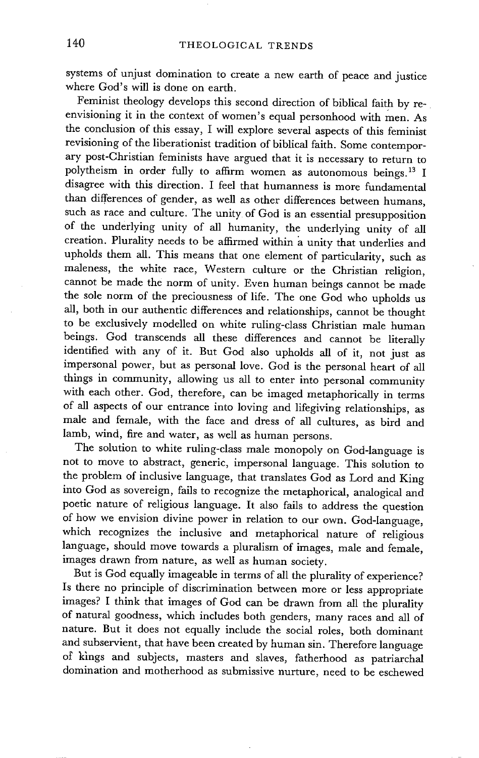systems of unjust domination to create a new earth of peace and justice where God's will is done on earth.

Feminist theology develops this second direction of biblical faith by re-envisioning it in the context of women's equal personhood with men. As the conclusion of this essay, I will explore several aspects of this feminist revisioning of the liberationist tradition of biblical faith. Some contemporary post-Christian feminists have argued that it is necessary to return to polytheism in order fully to affirm women as autonomous beings.[13] I disagree with this direction. I feel that humanness is more fundamental than differences of gender, as well as other differences between humans, such as race and culture. The unity of God is an essential presupposition of the underlying unity of all humanity, the underlying unity of all creation. Plurality needs to be affirmed within a unity that underlies and upholds them all. This means that one element of particularity, such as maleness, the white race, Western culture or the Christian religion, cannot be made the norm of unity. Even human beings cannot be made the sole norm of the preciousness of life. The one God who upholds us all, both in our authentic differences and relationships, cannot be thought to be exclusively modelled on white ruling-class Christian male human beings. God transcends all these differences and cannot be literally identified with any of it. But God also upholds all of it, not just as impersonal power, but as personal love. God is the personal heart of all things in community, allowing us all to enter into personal community with each other. God, therefore, can be imaged metaphorically in terms of all aspects of our entrance into loving and lifegiving relationships, as male and female, with the face and dress of all cultures, as bird and lamb, wind, fire and water, as well as human persons.

The solution to white ruling-class male monopoly on God-language is not to move to abstract, generic, impersonal language. This solution to the problem of inclusive language, that translates God as Lord and King into God as sovereign, fails to recognize the metaphorical, analogical and poetic nature of religious language. It also fails to address the question of how we envision divine power in relation to our own. God-language, which recognizes the inclusive and metaphorical nature of religious language, should move towards a pluralism of images, male and female, images drawn from nature, as well as human society.

But is God equally imageable in terms of all the plurality of experience? Is there no principle of discrimination between more or less appropriate images? I think that images of God can be drawn from all the plurality of natural goodness, which includes both genders, many races and all of nature. But it does not equally include the social roles, both dominant and subservient, that have been created by human sin. Therefore language of kings and subjects, masters and slaves, fatherhood as patriarchal domination and motherhood as submissive nurture, need to be eschewed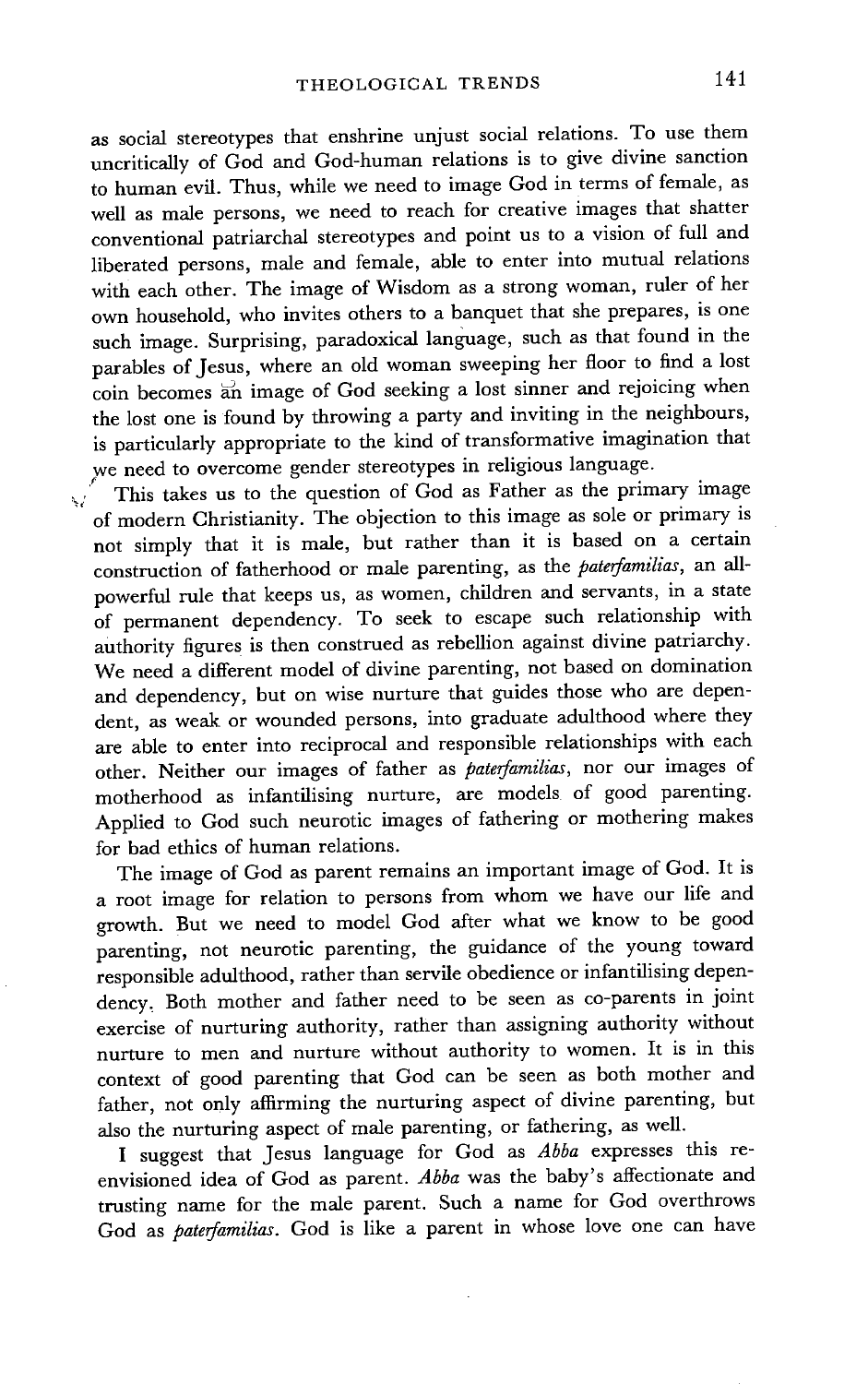as social stereotypes that enshrine unjust social relations. To use them uncritically of God and God-human relations is to give divine sanction to human evil. Thus, while we need to image God in terms of female, as well as male persons, we need to reach for creative images that shatter conventional patriarchal stereotypes and point us to a vision of full and liberated persons, male and female, able to enter into mutual relations with each other. The image of Wisdom as a strong woman, ruler of her own household, who invites others to a banquet that she prepares, is one such image. Surprising, paradoxical language, such as that found in the parables of Jesus, where an old woman sweeping her floor to find a lost coin becomes an image of God seeking a lost sinner and rejoicing when the lost one is found by throwing a party and inviting in the neighbours, is particularly appropriate to the kind of transformative imagination that we need to overcome gender stereotypes in religious language.

This takes us to the question of God as Father as the primary image of modern Christianity. The objection to this image as sole or primary is not simply that it is male, but rather than it is based on a certain construction of fatherhood or male parenting, as the *paterfamilias*, an all-powerful rule that keeps us, as women, children and servants, in a state of permanent dependency. To seek to escape such relationship with authority figures is then construed as rebellion against divine patriarchy. We need a different model of divine parenting, not based on domination and dependency, but on wise nurture that guides those who are dependent, as weak or wounded persons, into graduate adulthood where they are able to enter into reciprocal and responsible relationships with each other. Neither our images of father as *paterfamilias*, nor our images of motherhood as infantilising nurture, are models of good parenting. Applied to God such neurotic images of fathering or mothering makes for bad ethics of human relations.

The image of God as parent remains an important image of God. It is a root image for relation to persons from whom we have our life and growth. But we need to model God after what we know to be good parenting, not neurotic parenting, the guidance of the young toward responsible adulthood, rather than servile obedience or infantilising dependency. Both mother and father need to be seen as co-parents in joint exercise of nurturing authority, rather than assigning authority without nurture to men and nurture without authority to women. It is in this context of good parenting that God can be seen as both mother and father, not only affirming the nurturing aspect of divine parenting, but also the nurturing aspect of male parenting, or fathering, as well.

I suggest that Jesus language for God as *Abba* expresses this re-envisioned idea of God as parent. *Abba* was the baby's affectionate and trusting name for the male parent. Such a name for God overthrows God as *paterfamilias*. God is like a parent in whose love one can have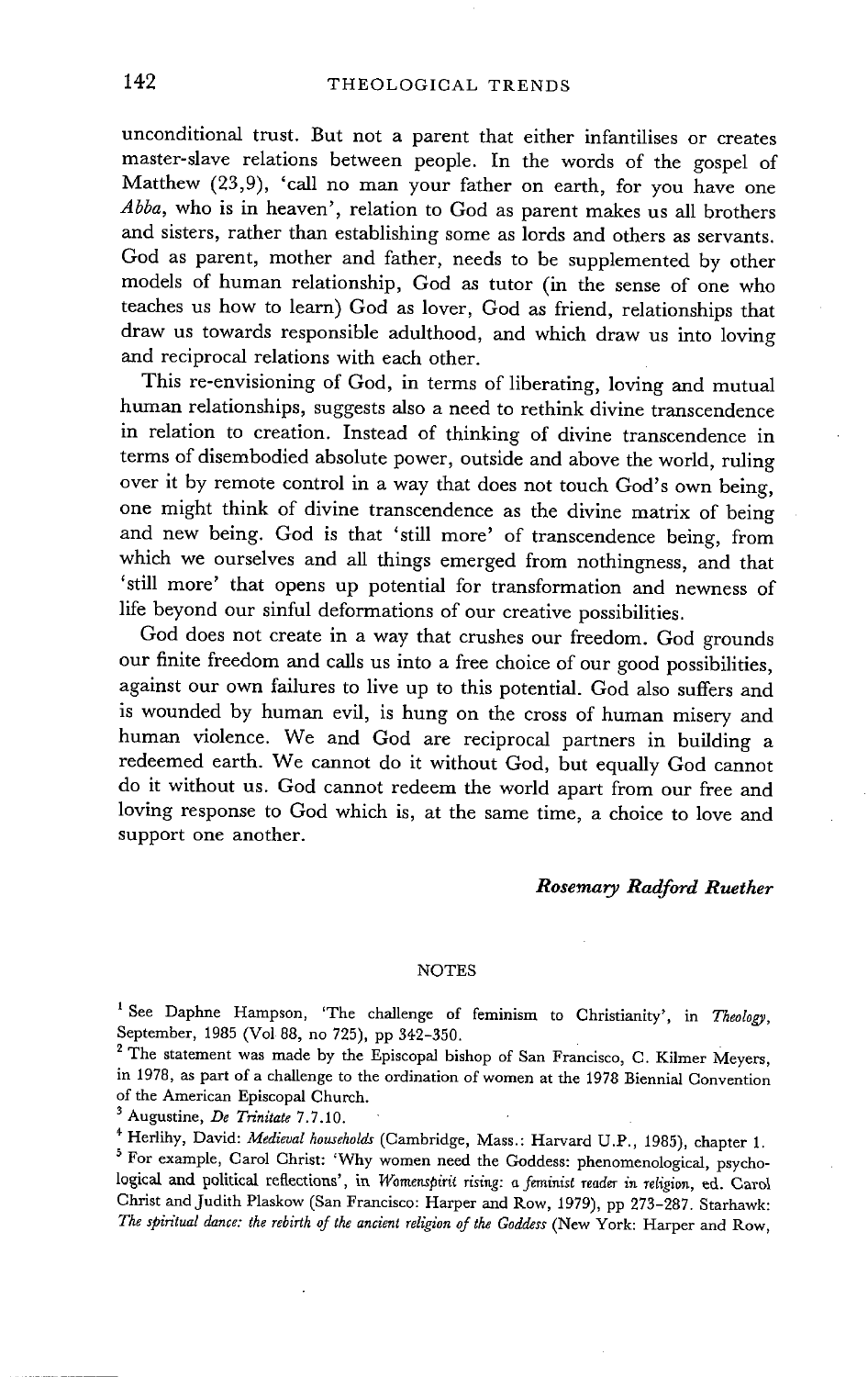unconditional trust. But not a parent that either infantilises or creates master-slave relations between people. In the words of the gospel of Matthew (23,9), 'call no man your father on earth, for you have one *Abba*, who is in heaven', relation to God as parent makes us all brothers and sisters, rather than establishing some as lords and others as servants. God as parent, mother and father, needs to be supplemented by other models of human relationship, God as tutor (in the sense of one who teaches us how to learn) God as lover, God as friend, relationships that draw us towards responsible adulthood, and which draw us into loving and reciprocal relations with each other.

This re-envisioning of God, in terms of liberating, loving and mutual human relationships, suggests also a need to rethink divine transcendence in relation to creation. Instead of thinking of divine transcendence in terms of disembodied absolute power, outside and above the world, ruling over it by remote control in a way that does not touch God's own being, one might think of divine transcendence as the divine matrix of being and new being. God is that 'still more' of transcendence being, from which we ourselves and all things emerged from nothingness, and that 'still more' that opens up potential for transformation and newness of life beyond our sinful deformations of our creative possibilities.

God does not create in a way that crushes our freedom. God grounds our finite freedom and calls us into a free choice of our good possibilities, against our own failures to live up to this potential. God also suffers and is wounded by human evil, is hung on the cross of human misery and human violence. We and God are reciprocal partners in building a redeemed earth. We cannot do it without God, but equally God cannot do it without us. God cannot redeem the world apart from our free and loving response to God which is, at the same time, a choice to love and support one another.

***Rosemary Radford Ruether***

## NOTES

[1] See Daphne Hampson, 'The challenge of feminism to Christianity', in *Theology*, September, 1985 (Vol 88, no 725), pp 342-350.

[2] The statement was made by the Episcopal bishop of San Francisco, C. Kilmer Meyers, in 1978, as part of a challenge to the ordination of women at the 1978 Biennial Convention of the American Episcopal Church.

[3] Augustine, *De Trinitate* 7.7.10.

[4] Herlihy, David: *Medieval households* (Cambridge, Mass.: Harvard U.P., 1985), chapter 1.

[5] For example, Carol Christ: 'Why women need the Goddess: phenomenological, psychological and political reflections', in *Womenspirit rising: a feminist reader in religion*, ed. Carol Christ and Judith Plaskow (San Francisco: Harper and Row, 1979), pp 273-287. Starhawk: *The spiritual dance: the rebirth of the ancient religion of the Goddess* (New York: Harper and Row,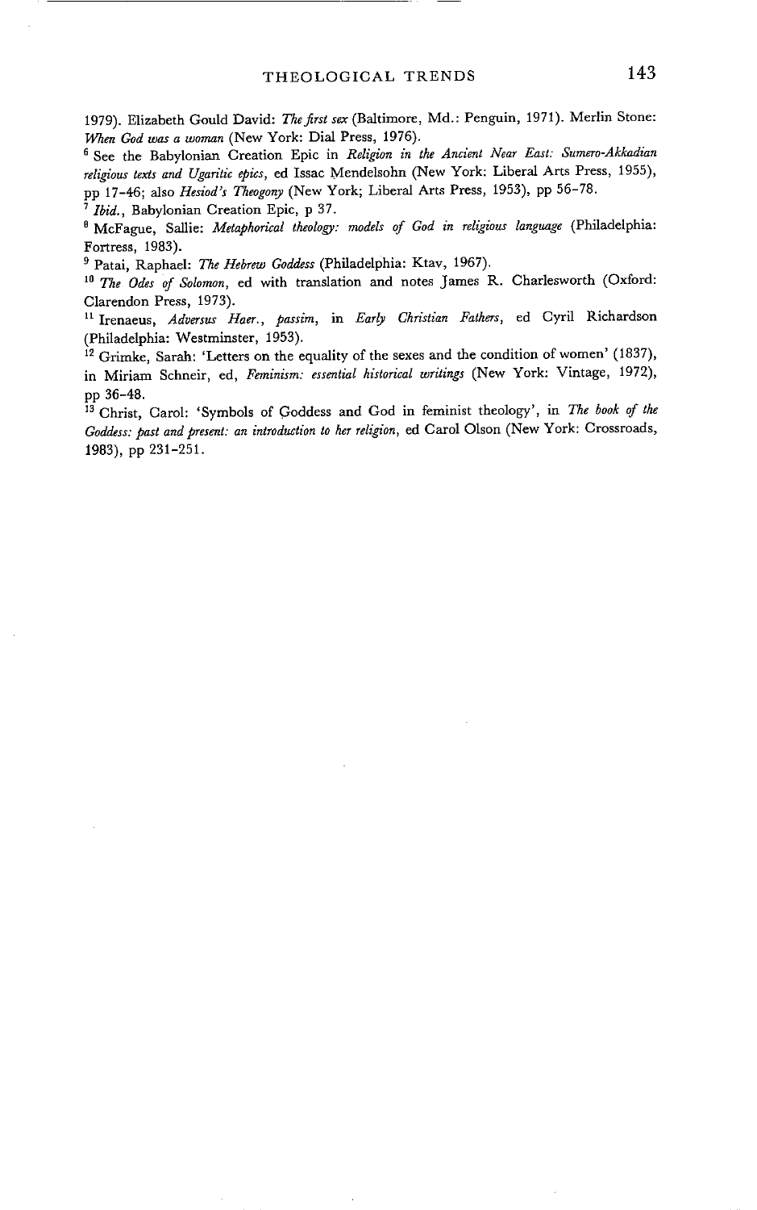1979). Elizabeth Gould David: *The first sex* (Baltimore, Md.: Penguin, 1971). Merlin Stone: *When God was a woman* (New York: Dial Press, 1976).

[6] See the Babylonian Creation Epic in *Religion in the Ancient Near East: Sumero-Akkadian religious texts and Ugaritic epics*, ed Issac Mendelsohn (New York: Liberal Arts Press, 1955), pp 17–46; also *Hesiod's Theogony* (New York; Liberal Arts Press, 1953), pp 56–78.

[7] *Ibid.*, Babylonian Creation Epic, p 37.

[8] McFague, Sallie: *Metaphorical theology: models of God in religious language* (Philadelphia: Fortress, 1983).

[9] Patai, Raphael: *The Hebrew Goddess* (Philadelphia: Ktav, 1967).

[10] *The Odes of Solomon*, ed with translation and notes James R. Charlesworth (Oxford: Clarendon Press, 1973).

[11] Irenaeus, *Adversus Haer.*, *passim*, in *Early Christian Fathers*, ed Cyril Richardson (Philadelphia: Westminster, 1953).

[12] Grimke, Sarah: 'Letters on the equality of the sexes and the condition of women' (1837), in Miriam Schneir, ed, *Feminism: essential historical writings* (New York: Vintage, 1972), pp 36–48.

[13] Christ, Carol: 'Symbols of Goddess and God in feminist theology', in *The book of the Goddess: past and present: an introduction to her religion*, ed Carol Olson (New York: Crossroads, 1983), pp 231–251.